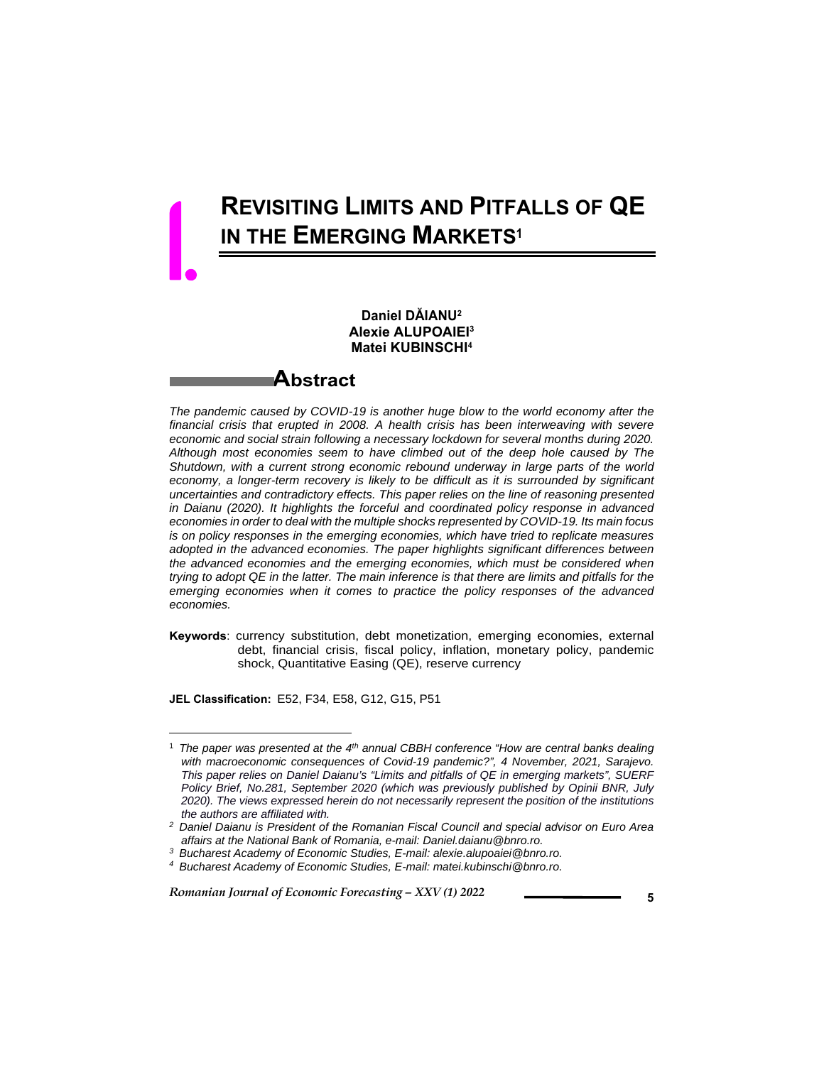# 1. REVISITING LIMITS AND PITFALLS OF QE IN THE EMERGING MARKETS[1]

**Daniel DĂIANU[2]**
**Alexie ALUPOAIEI[3]**
**Matei KUBINSCHI[4]**

## Abstract

*The pandemic caused by COVID-19 is another huge blow to the world economy after the financial crisis that erupted in 2008. A health crisis has been interweaving with severe economic and social strain following a necessary lockdown for several months during 2020. Although most economies seem to have climbed out of the deep hole caused by The Shutdown, with a current strong economic rebound underway in large parts of the world economy, a longer-term recovery is likely to be difficult as it is surrounded by significant uncertainties and contradictory effects. This paper relies on the line of reasoning presented in Daianu (2020). It highlights the forceful and coordinated policy response in advanced economies in order to deal with the multiple shocks represented by COVID-19. Its main focus is on policy responses in the emerging economies, which have tried to replicate measures adopted in the advanced economies. The paper highlights significant differences between the advanced economies and the emerging economies, which must be considered when trying to adopt QE in the latter. The main inference is that there are limits and pitfalls for the emerging economies when it comes to practice the policy responses of the advanced economies.*

**Keywords**: currency substitution, debt monetization, emerging economies, external debt, financial crisis, fiscal policy, inflation, monetary policy, pandemic shock, Quantitative Easing (QE), reserve currency

**JEL Classification:** E52, F34, E58, G12, G15, P51

---

[1] *The paper was presented at the 4th annual CBBH conference "How are central banks dealing with macroeconomic consequences of Covid-19 pandemic?", 4 November, 2021, Sarajevo. This paper relies on Daniel Daianu's "Limits and pitfalls of QE in emerging markets", SUERF Policy Brief, No.281, September 2020 (which was previously published by Opinii BNR, July 2020). The views expressed herein do not necessarily represent the position of the institutions the authors are affiliated with.*

[2] *Daniel Daianu is President of the Romanian Fiscal Council and special advisor on Euro Area affairs at the National Bank of Romania, e-mail: Daniel.daianu@bnro.ro.*

[3] *Bucharest Academy of Economic Studies, E-mail: alexie.alupoaiei@bnro.ro.*

[4] *Bucharest Academy of Economic Studies, E-mail: matei.kubinschi@bnro.ro.*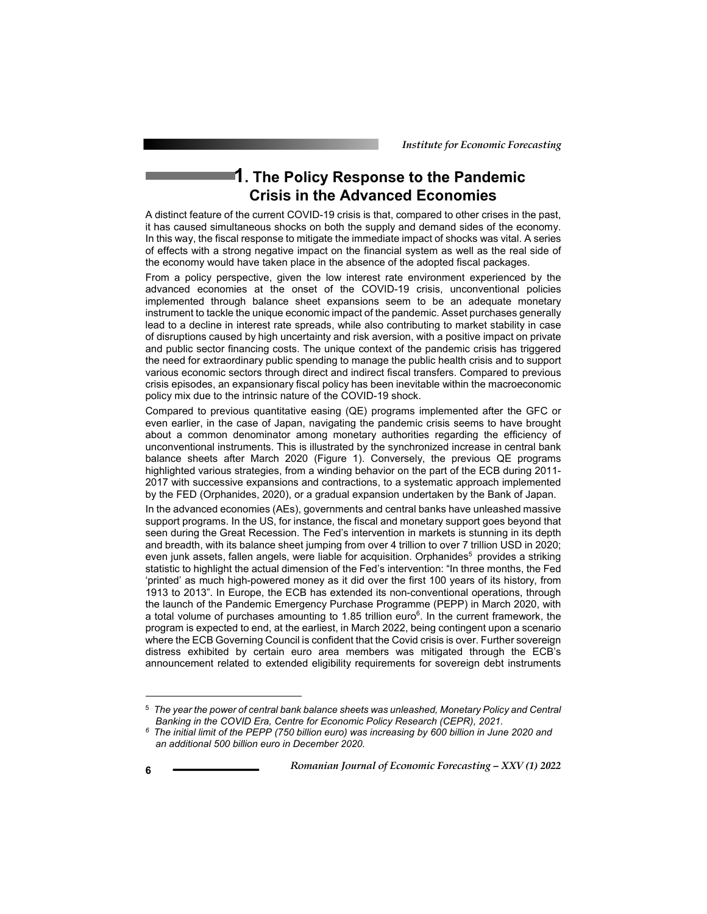# 1. The Policy Response to the Pandemic Crisis in the Advanced Economies

A distinct feature of the current COVID-19 crisis is that, compared to other crises in the past, it has caused simultaneous shocks on both the supply and demand sides of the economy. In this way, the fiscal response to mitigate the immediate impact of shocks was vital. A series of effects with a strong negative impact on the financial system as well as the real side of the economy would have taken place in the absence of the adopted fiscal packages.

From a policy perspective, given the low interest rate environment experienced by the advanced economies at the onset of the COVID-19 crisis, unconventional policies implemented through balance sheet expansions seem to be an adequate monetary instrument to tackle the unique economic impact of the pandemic. Asset purchases generally lead to a decline in interest rate spreads, while also contributing to market stability in case of disruptions caused by high uncertainty and risk aversion, with a positive impact on private and public sector financing costs. The unique context of the pandemic crisis has triggered the need for extraordinary public spending to manage the public health crisis and to support various economic sectors through direct and indirect fiscal transfers. Compared to previous crisis episodes, an expansionary fiscal policy has been inevitable within the macroeconomic policy mix due to the intrinsic nature of the COVID-19 shock.

Compared to previous quantitative easing (QE) programs implemented after the GFC or even earlier, in the case of Japan, navigating the pandemic crisis seems to have brought about a common denominator among monetary authorities regarding the efficiency of unconventional instruments. This is illustrated by the synchronized increase in central bank balance sheets after March 2020 (Figure 1). Conversely, the previous QE programs highlighted various strategies, from a winding behavior on the part of the ECB during 2011-2017 with successive expansions and contractions, to a systematic approach implemented by the FED (Orphanides, 2020), or a gradual expansion undertaken by the Bank of Japan.

In the advanced economies (AEs), governments and central banks have unleashed massive support programs. In the US, for instance, the fiscal and monetary support goes beyond that seen during the Great Recession. The Fed's intervention in markets is stunning in its depth and breadth, with its balance sheet jumping from over 4 trillion to over 7 trillion USD in 2020; even junk assets, fallen angels, were liable for acquisition. Orphanides[5] provides a striking statistic to highlight the actual dimension of the Fed's intervention: "In three months, the Fed 'printed' as much high-powered money as it did over the first 100 years of its history, from 1913 to 2013". In Europe, the ECB has extended its non-conventional operations, through the launch of the Pandemic Emergency Purchase Programme (PEPP) in March 2020, with a total volume of purchases amounting to 1.85 trillion euro[6]. In the current framework, the program is expected to end, at the earliest, in March 2022, being contingent upon a scenario where the ECB Governing Council is confident that the Covid crisis is over. Further sovereign distress exhibited by certain euro area members was mitigated through the ECB's announcement related to extended eligibility requirements for sovereign debt instruments

---

[5] *The year the power of central bank balance sheets was unleashed, Monetary Policy and Central Banking in the COVID Era, Centre for Economic Policy Research (CEPR), 2021.*

[6] *The initial limit of the PEPP (750 billion euro) was increasing by 600 billion in June 2020 and an additional 500 billion euro in December 2020.*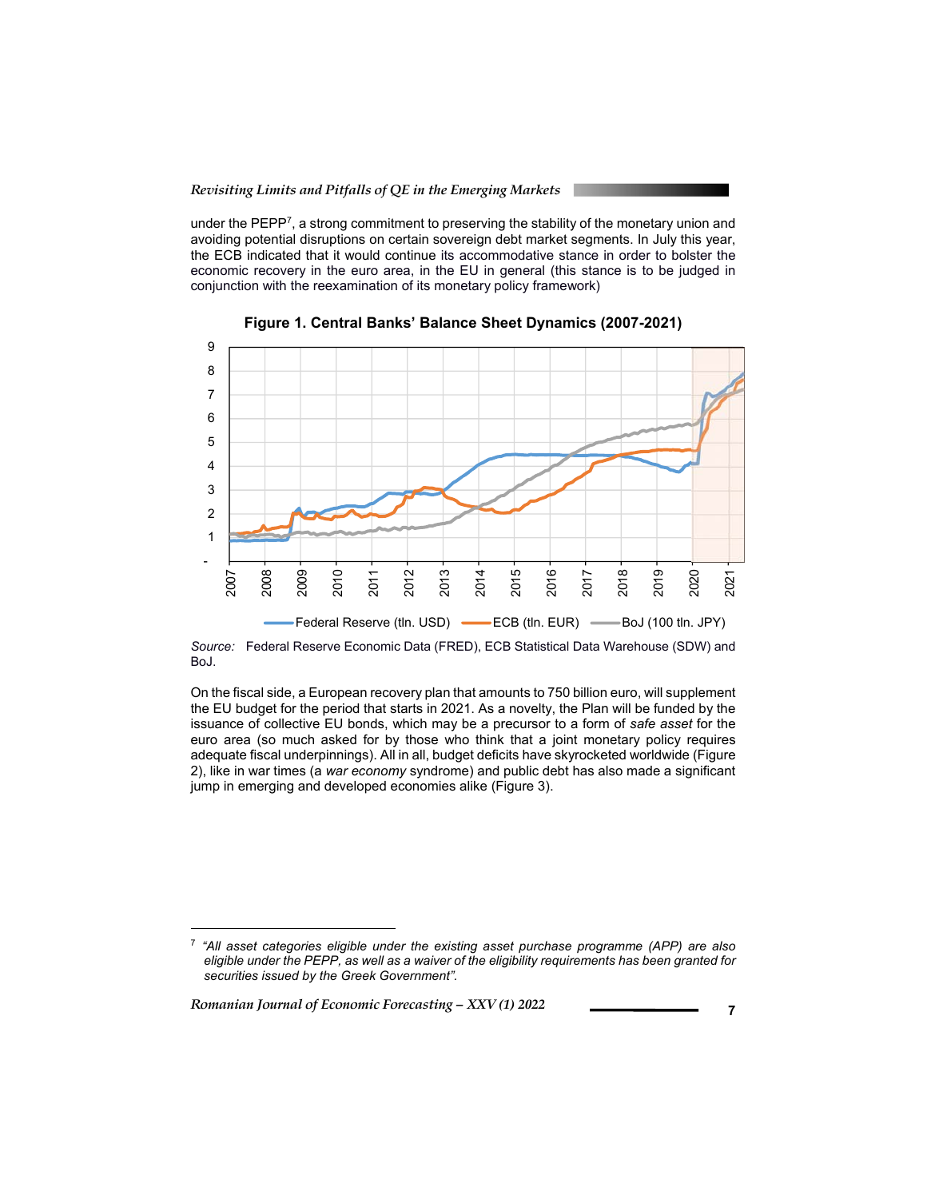under the PEPP[7], a strong commitment to preserving the stability of the monetary union and avoiding potential disruptions on certain sovereign debt market segments. In July this year, the ECB indicated that it would continue its accommodative stance in order to bolster the economic recovery in the euro area, in the EU in general (this stance is to be judged in conjunction with the reexamination of its monetary policy framework)

**Figure 1. Central Banks' Balance Sheet Dynamics (2007-2021)**

Source: Federal Reserve Economic Data (FRED), ECB Statistical Data Warehouse (SDW) and BoJ.

On the fiscal side, a European recovery plan that amounts to 750 billion euro, will supplement the EU budget for the period that starts in 2021. As a novelty, the Plan will be funded by the issuance of collective EU bonds, which may be a precursor to a form of *safe asset* for the euro area (so much asked for by those who think that a joint monetary policy requires adequate fiscal underpinnings). All in all, budget deficits have skyrocketed worldwide (Figure 2), like in war times (a *war economy* syndrome) and public debt has also made a significant jump in emerging and developed economies alike (Figure 3).

[7] *"All asset categories eligible under the existing asset purchase programme (APP) are also eligible under the PEPP, as well as a waiver of the eligibility requirements has been granted for securities issued by the Greek Government".*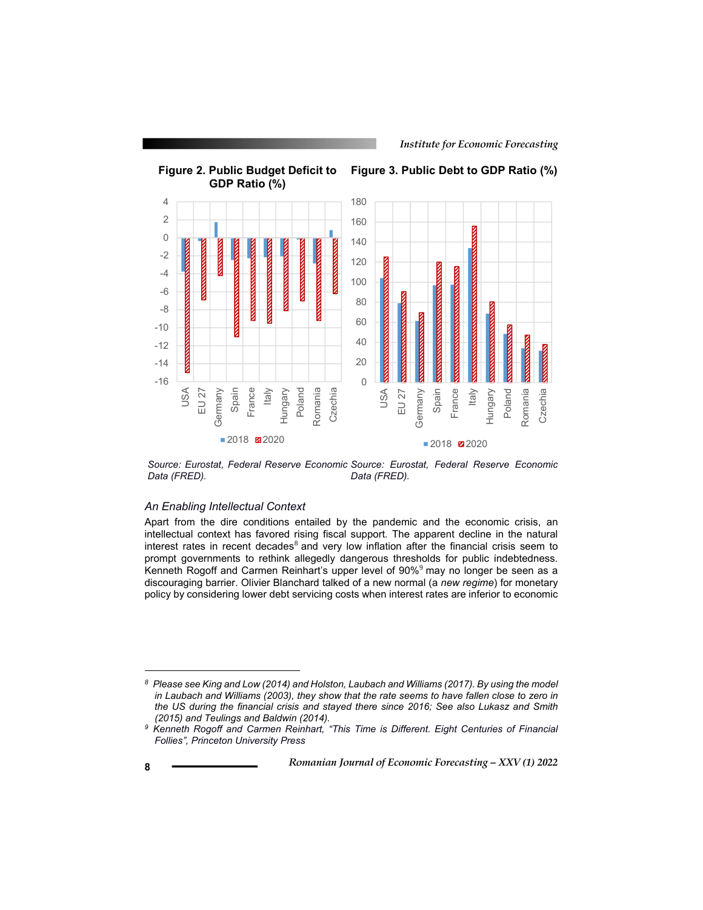**Figure 2. Public Budget Deficit to GDP Ratio (%)**

**Figure 3. Public Debt to GDP Ratio (%)**

*Source: Eurostat, Federal Reserve Economic Data (FRED).*

*Source: Eurostat, Federal Reserve Economic Data (FRED).*

### *An Enabling Intellectual Context*

Apart from the dire conditions entailed by the pandemic and the economic crisis, an intellectual context has favored rising fiscal support. The apparent decline in the natural interest rates in recent decades[8] and very low inflation after the financial crisis seem to prompt governments to rethink allegedly dangerous thresholds for public indebtedness. Kenneth Rogoff and Carmen Reinhart's upper level of 90%[9] may no longer be seen as a discouraging barrier. Olivier Blanchard talked of a new normal (a *new regime*) for monetary policy by considering lower debt servicing costs when interest rates are inferior to economic

---

[8] *Please see King and Low (2014) and Holston, Laubach and Williams (2017). By using the model in Laubach and Williams (2003), they show that the rate seems to have fallen close to zero in the US during the financial crisis and stayed there since 2016; See also Lukasz and Smith (2015) and Teulings and Baldwin (2014).*

[9] *Kenneth Rogoff and Carmen Reinhart, "This Time is Different. Eight Centuries of Financial Follies", Princeton University Press*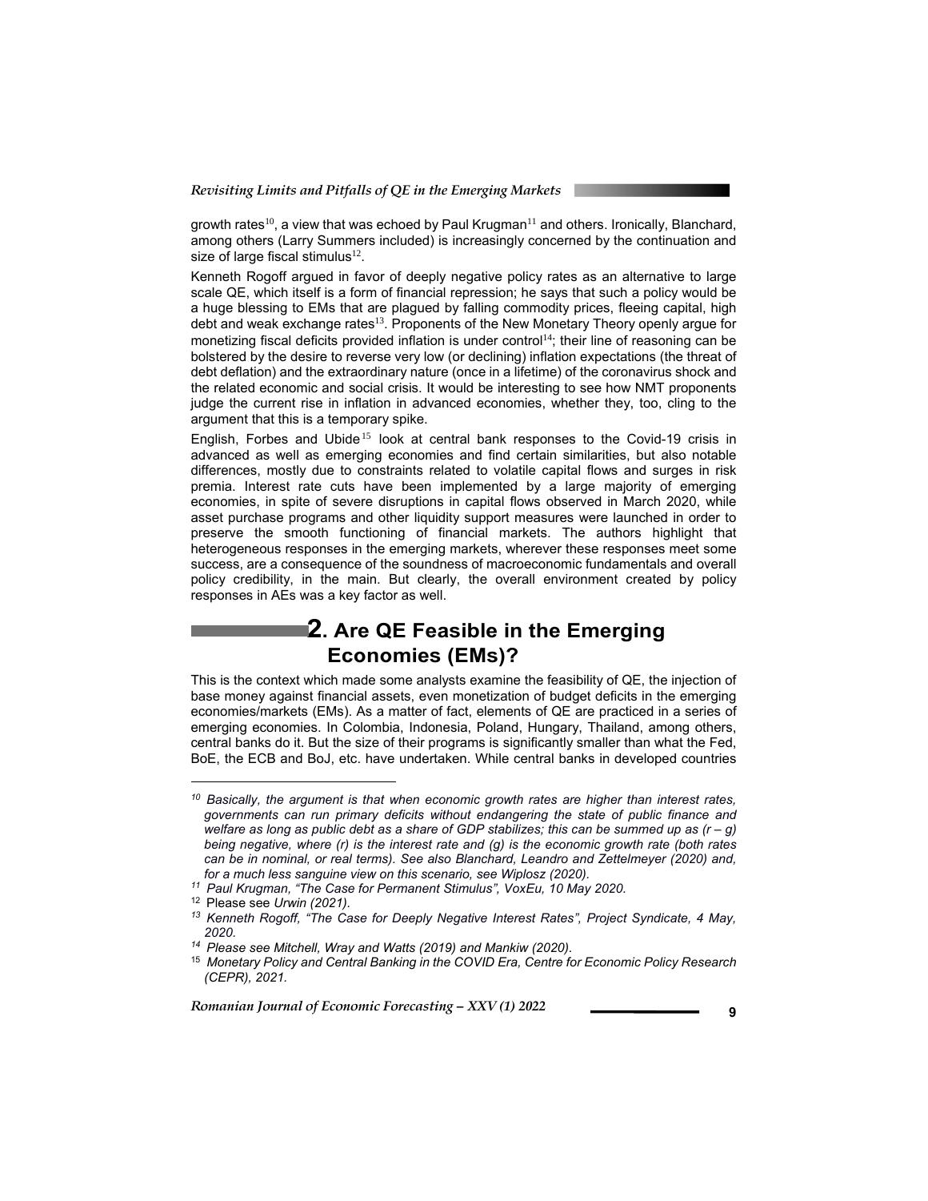growth rates[10], a view that was echoed by Paul Krugman[11] and others. Ironically, Blanchard, among others (Larry Summers included) is increasingly concerned by the continuation and size of large fiscal stimulus[12].

Kenneth Rogoff argued in favor of deeply negative policy rates as an alternative to large scale QE, which itself is a form of financial repression; he says that such a policy would be a huge blessing to EMs that are plagued by falling commodity prices, fleeing capital, high debt and weak exchange rates[13]. Proponents of the New Monetary Theory openly argue for monetizing fiscal deficits provided inflation is under control[14]; their line of reasoning can be bolstered by the desire to reverse very low (or declining) inflation expectations (the threat of debt deflation) and the extraordinary nature (once in a lifetime) of the coronavirus shock and the related economic and social crisis. It would be interesting to see how NMT proponents judge the current rise in inflation in advanced economies, whether they, too, cling to the argument that this is a temporary spike.

English, Forbes and Ubide[15] look at central bank responses to the Covid-19 crisis in advanced as well as emerging economies and find certain similarities, but also notable differences, mostly due to constraints related to volatile capital flows and surges in risk premia. Interest rate cuts have been implemented by a large majority of emerging economies, in spite of severe disruptions in capital flows observed in March 2020, while asset purchase programs and other liquidity support measures were launched in order to preserve the smooth functioning of financial markets. The authors highlight that heterogeneous responses in the emerging markets, wherever these responses meet some success, are a consequence of the soundness of macroeconomic fundamentals and overall policy credibility, in the main. But clearly, the overall environment created by policy responses in AEs was a key factor as well.

## 2. Are QE Feasible in the Emerging Economies (EMs)?

This is the context which made some analysts examine the feasibility of QE, the injection of base money against financial assets, even monetization of budget deficits in the emerging economies/markets (EMs). As a matter of fact, elements of QE are practiced in a series of emerging economies. In Colombia, Indonesia, Poland, Hungary, Thailand, among others, central banks do it. But the size of their programs is significantly smaller than what the Fed, BoE, the ECB and BoJ, etc. have undertaken. While central banks in developed countries

---

[10] *Basically, the argument is that when economic growth rates are higher than interest rates, governments can run primary deficits without endangering the state of public finance and welfare as long as public debt as a share of GDP stabilizes; this can be summed up as $(r - g)$ being negative, where $(r)$ is the interest rate and $(g)$ is the economic growth rate (both rates can be in nominal, or real terms). See also Blanchard, Leandro and Zettelmeyer (2020) and, for a much less sanguine view on this scenario, see Wiplosz (2020).*

[11] *Paul Krugman, "The Case for Permanent Stimulus", VoxEu, 10 May 2020.*

[12] Please see *Urwin (2021).*

[13] *Kenneth Rogoff, "The Case for Deeply Negative Interest Rates", Project Syndicate, 4 May, 2020.*

[14] *Please see Mitchell, Wray and Watts (2019) and Mankiw (2020).*

[15] *Monetary Policy and Central Banking in the COVID Era, Centre for Economic Policy Research (CEPR), 2021.*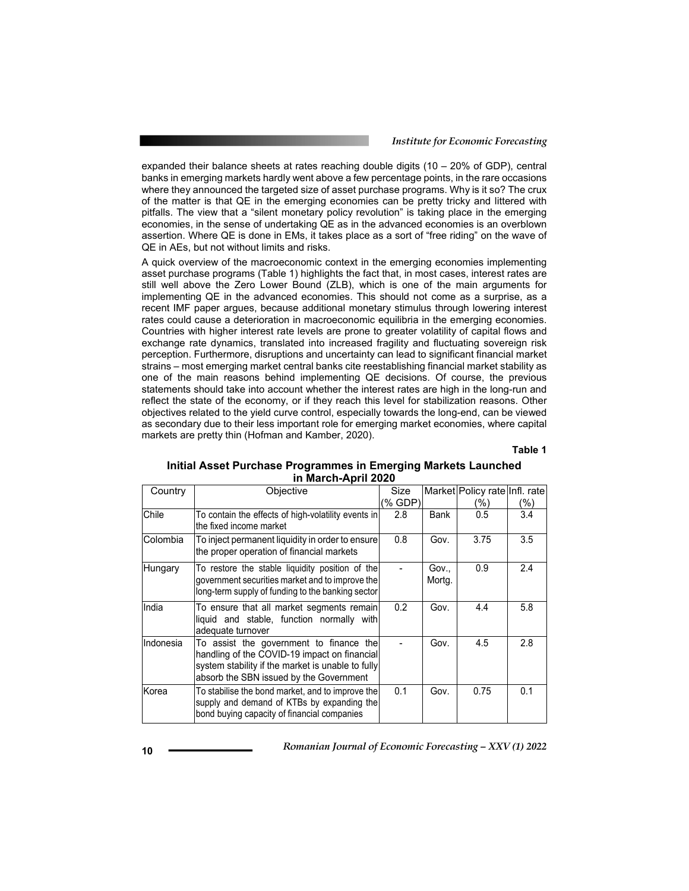expanded their balance sheets at rates reaching double digits (10 – 20% of GDP), central banks in emerging markets hardly went above a few percentage points, in the rare occasions where they announced the targeted size of asset purchase programs. Why is it so? The crux of the matter is that QE in the emerging economies can be pretty tricky and littered with pitfalls. The view that a "silent monetary policy revolution" is taking place in the emerging economies, in the sense of undertaking QE as in the advanced economies is an overblown assertion. Where QE is done in EMs, it takes place as a sort of "free riding" on the wave of QE in AEs, but not without limits and risks.

A quick overview of the macroeconomic context in the emerging economies implementing asset purchase programs (Table 1) highlights the fact that, in most cases, interest rates are still well above the Zero Lower Bound (ZLB), which is one of the main arguments for implementing QE in the advanced economies. This should not come as a surprise, as a recent IMF paper argues, because additional monetary stimulus through lowering interest rates could cause a deterioration in macroeconomic equilibria in the emerging economies. Countries with higher interest rate levels are prone to greater volatility of capital flows and exchange rate dynamics, translated into increased fragility and fluctuating sovereign risk perception. Furthermore, disruptions and uncertainty can lead to significant financial market strains – most emerging market central banks cite reestablishing financial market stability as one of the main reasons behind implementing QE decisions. Of course, the previous statements should take into account whether the interest rates are high in the long-run and reflect the state of the economy, or if they reach this level for stabilization reasons. Other objectives related to the yield curve control, especially towards the long-end, can be viewed as secondary due to their less important role for emerging market economies, where capital markets are pretty thin (Hofman and Kamber, 2020).

**Table 1**

**Initial Asset Purchase Programmes in Emerging Markets Launched in March-April 2020**

| Country | Objective | Size (% GDP) | Market | Policy rate (%) | Infl. rate (%) |
|---|---|---|---|---|---|
| Chile | To contain the effects of high-volatility events in the fixed income market | 2.8 | Bank | 0.5 | 3.4 |
| Colombia | To inject permanent liquidity in order to ensure the proper operation of financial markets | 0.8 | Gov. | 3.75 | 3.5 |
| Hungary | To restore the stable liquidity position of the government securities market and to improve the long-term supply of funding to the banking sector | - | Gov., Mortg. | 0.9 | 2.4 |
| India | To ensure that all market segments remain liquid and stable, function normally with adequate turnover | 0.2 | Gov. | 4.4 | 5.8 |
| Indonesia | To assist the government to finance the handling of the COVID-19 impact on financial system stability if the market is unable to fully absorb the SBN issued by the Government | - | Gov. | 4.5 | 2.8 |
| Korea | To stabilise the bond market, and to improve the supply and demand of KTBs by expanding the bond buying capacity of financial companies | 0.1 | Gov. | 0.75 | 0.1 |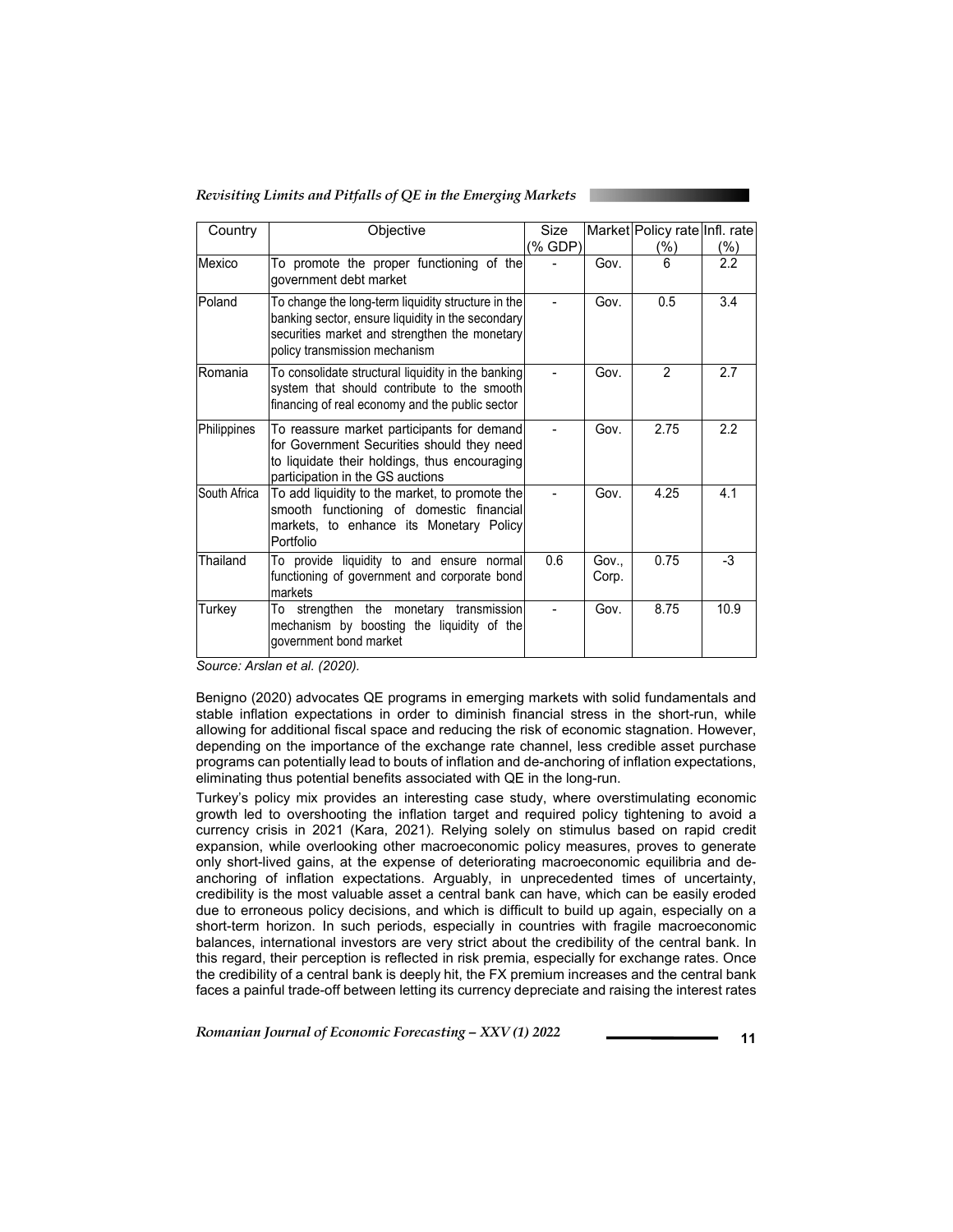| Country | Objective | Size (% GDP) | Market | Policy rate (%) | Infl. rate (%) |
|---|---|---|---|---|---|
| Mexico | To promote the proper functioning of the government debt market | - | Gov. | 6 | 2.2 |
| Poland | To change the long-term liquidity structure in the banking sector, ensure liquidity in the secondary securities market and strengthen the monetary policy transmission mechanism | - | Gov. | 0.5 | 3.4 |
| Romania | To consolidate structural liquidity in the banking system that should contribute to the smooth financing of real economy and the public sector | - | Gov. | 2 | 2.7 |
| Philippines | To reassure market participants for demand for Government Securities should they need to liquidate their holdings, thus encouraging participation in the GS auctions | - | Gov. | 2.75 | 2.2 |
| South Africa | To add liquidity to the market, to promote the smooth functioning of domestic financial markets, to enhance its Monetary Policy Portfolio | - | Gov. | 4.25 | 4.1 |
| Thailand | To provide liquidity to and ensure normal functioning of government and corporate bond markets | 0.6 | Gov., Corp. | 0.75 | -3 |
| Turkey | To strengthen the monetary transmission mechanism by boosting the liquidity of the government bond market | - | Gov. | 8.75 | 10.9 |

*Source: Arslan et al. (2020).*

Benigno (2020) advocates QE programs in emerging markets with solid fundamentals and stable inflation expectations in order to diminish financial stress in the short-run, while allowing for additional fiscal space and reducing the risk of economic stagnation. However, depending on the importance of the exchange rate channel, less credible asset purchase programs can potentially lead to bouts of inflation and de-anchoring of inflation expectations, eliminating thus potential benefits associated with QE in the long-run.

Turkey's policy mix provides an interesting case study, where overstimulating economic growth led to overshooting the inflation target and required policy tightening to avoid a currency crisis in 2021 (Kara, 2021). Relying solely on stimulus based on rapid credit expansion, while overlooking other macroeconomic policy measures, proves to generate only short-lived gains, at the expense of deteriorating macroeconomic equilibria and de-anchoring of inflation expectations. Arguably, in unprecedented times of uncertainty, credibility is the most valuable asset a central bank can have, which can be easily eroded due to erroneous policy decisions, and which is difficult to build up again, especially on a short-term horizon. In such periods, especially in countries with fragile macroeconomic balances, international investors are very strict about the credibility of the central bank. In this regard, their perception is reflected in risk premia, especially for exchange rates. Once the credibility of a central bank is deeply hit, the FX premium increases and the central bank faces a painful trade-off between letting its currency depreciate and raising the interest rates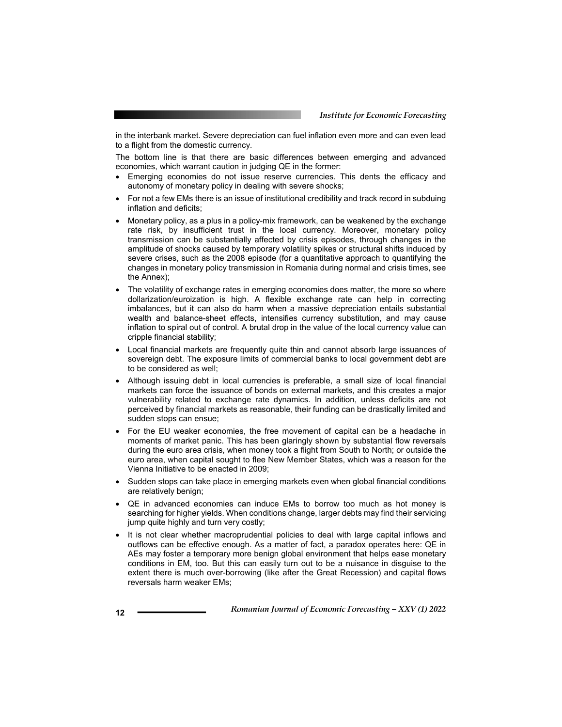in the interbank market. Severe depreciation can fuel inflation even more and can even lead to a flight from the domestic currency.

The bottom line is that there are basic differences between emerging and advanced economies, which warrant caution in judging QE in the former:

- Emerging economies do not issue reserve currencies. This dents the efficacy and autonomy of monetary policy in dealing with severe shocks;
- For not a few EMs there is an issue of institutional credibility and track record in subduing inflation and deficits;
- Monetary policy, as a plus in a policy-mix framework, can be weakened by the exchange rate risk, by insufficient trust in the local currency. Moreover, monetary policy transmission can be substantially affected by crisis episodes, through changes in the amplitude of shocks caused by temporary volatility spikes or structural shifts induced by severe crises, such as the 2008 episode (for a quantitative approach to quantifying the changes in monetary policy transmission in Romania during normal and crisis times, see the Annex);
- The volatility of exchange rates in emerging economies does matter, the more so where dollarization/euroization is high. A flexible exchange rate can help in correcting imbalances, but it can also do harm when a massive depreciation entails substantial wealth and balance-sheet effects, intensifies currency substitution, and may cause inflation to spiral out of control. A brutal drop in the value of the local currency value can cripple financial stability;
- Local financial markets are frequently quite thin and cannot absorb large issuances of sovereign debt. The exposure limits of commercial banks to local government debt are to be considered as well;
- Although issuing debt in local currencies is preferable, a small size of local financial markets can force the issuance of bonds on external markets, and this creates a major vulnerability related to exchange rate dynamics. In addition, unless deficits are not perceived by financial markets as reasonable, their funding can be drastically limited and sudden stops can ensue;
- For the EU weaker economies, the free movement of capital can be a headache in moments of market panic. This has been glaringly shown by substantial flow reversals during the euro area crisis, when money took a flight from South to North; or outside the euro area, when capital sought to flee New Member States, which was a reason for the Vienna Initiative to be enacted in 2009;
- Sudden stops can take place in emerging markets even when global financial conditions are relatively benign;
- QE in advanced economies can induce EMs to borrow too much as hot money is searching for higher yields. When conditions change, larger debts may find their servicing jump quite highly and turn very costly;
- It is not clear whether macroprudential policies to deal with large capital inflows and outflows can be effective enough. As a matter of fact, a paradox operates here: QE in AEs may foster a temporary more benign global environment that helps ease monetary conditions in EM, too. But this can easily turn out to be a nuisance in disguise to the extent there is much over-borrowing (like after the Great Recession) and capital flows reversals harm weaker EMs;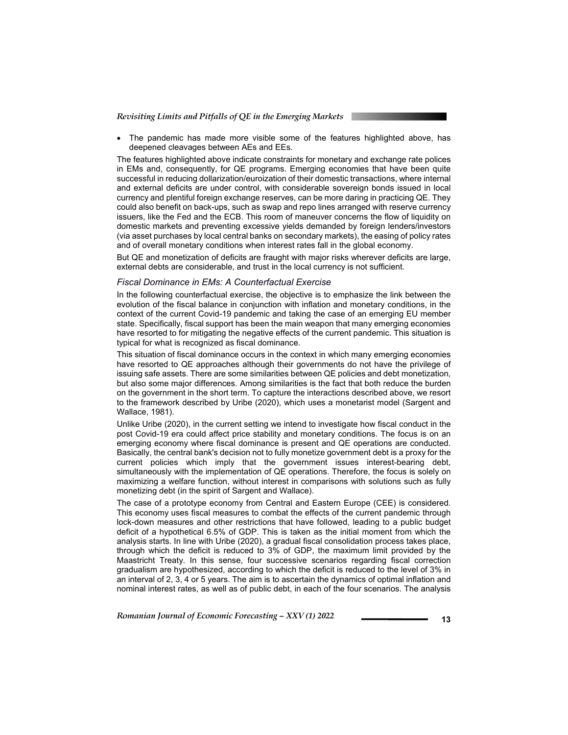- The pandemic has made more visible some of the features highlighted above, has deepened cleavages between AEs and EEs.

The features highlighted above indicate constraints for monetary and exchange rate polices in EMs and, consequently, for QE programs. Emerging economies that have been quite successful in reducing dollarization/euroization of their domestic transactions, where internal and external deficits are under control, with considerable sovereign bonds issued in local currency and plentiful foreign exchange reserves, can be more daring in practicing QE. They could also benefit on back-ups, such as swap and repo lines arranged with reserve currency issuers, like the Fed and the ECB. This room of maneuver concerns the flow of liquidity on domestic markets and preventing excessive yields demanded by foreign lenders/investors (via asset purchases by local central banks on secondary markets), the easing of policy rates and of overall monetary conditions when interest rates fall in the global economy.

But QE and monetization of deficits are fraught with major risks wherever deficits are large, external debts are considerable, and trust in the local currency is not sufficient.

### *Fiscal Dominance in EMs: A Counterfactual Exercise*

In the following counterfactual exercise, the objective is to emphasize the link between the evolution of the fiscal balance in conjunction with inflation and monetary conditions, in the context of the current Covid-19 pandemic and taking the case of an emerging EU member state. Specifically, fiscal support has been the main weapon that many emerging economies have resorted to for mitigating the negative effects of the current pandemic. This situation is typical for what is recognized as fiscal dominance.

This situation of fiscal dominance occurs in the context in which many emerging economies have resorted to QE approaches although their governments do not have the privilege of issuing safe assets. There are some similarities between QE policies and debt monetization, but also some major differences. Among similarities is the fact that both reduce the burden on the government in the short term. To capture the interactions described above, we resort to the framework described by Uribe (2020), which uses a monetarist model (Sargent and Wallace, 1981).

Unlike Uribe (2020), in the current setting we intend to investigate how fiscal conduct in the post Covid-19 era could affect price stability and monetary conditions. The focus is on an emerging economy where fiscal dominance is present and QE operations are conducted. Basically, the central bank's decision not to fully monetize government debt is a proxy for the current policies which imply that the government issues interest-bearing debt, simultaneously with the implementation of QE operations. Therefore, the focus is solely on maximizing a welfare function, without interest in comparisons with solutions such as fully monetizing debt (in the spirit of Sargent and Wallace).

The case of a prototype economy from Central and Eastern Europe (CEE) is considered. This economy uses fiscal measures to combat the effects of the current pandemic through lock-down measures and other restrictions that have followed, leading to a public budget deficit of a hypothetical 6.5% of GDP. This is taken as the initial moment from which the analysis starts. In line with Uribe (2020), a gradual fiscal consolidation process takes place, through which the deficit is reduced to 3% of GDP, the maximum limit provided by the Maastricht Treaty. In this sense, four successive scenarios regarding fiscal correction gradualism are hypothesized, according to which the deficit is reduced to the level of 3% in an interval of 2, 3, 4 or 5 years. The aim is to ascertain the dynamics of optimal inflation and nominal interest rates, as well as of public debt, in each of the four scenarios. The analysis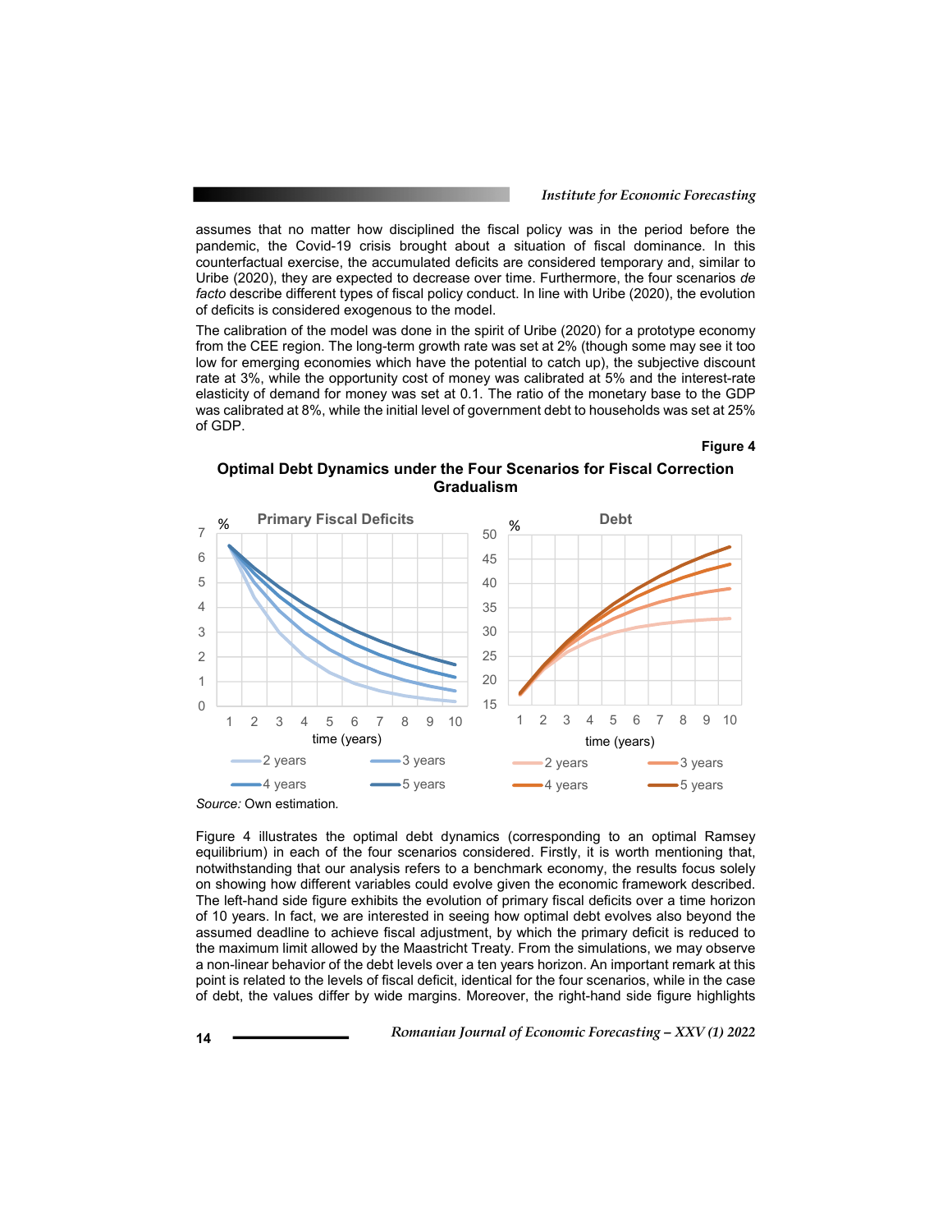assumes that no matter how disciplined the fiscal policy was in the period before the pandemic, the Covid-19 crisis brought about a situation of fiscal dominance. In this counterfactual exercise, the accumulated deficits are considered temporary and, similar to Uribe (2020), they are expected to decrease over time. Furthermore, the four scenarios *de facto* describe different types of fiscal policy conduct. In line with Uribe (2020), the evolution of deficits is considered exogenous to the model.

The calibration of the model was done in the spirit of Uribe (2020) for a prototype economy from the CEE region. The long-term growth rate was set at 2% (though some may see it too low for emerging economies which have the potential to catch up), the subjective discount rate at 3%, while the opportunity cost of money was calibrated at 5% and the interest-rate elasticity of demand for money was set at 0.1. The ratio of the monetary base to the GDP was calibrated at 8%, while the initial level of government debt to households was set at 25% of GDP.

**Figure 4**

**Optimal Debt Dynamics under the Four Scenarios for Fiscal Correction Gradualism**

*Source:* Own estimation.

Figure 4 illustrates the optimal debt dynamics (corresponding to an optimal Ramsey equilibrium) in each of the four scenarios considered. Firstly, it is worth mentioning that, notwithstanding that our analysis refers to a benchmark economy, the results focus solely on showing how different variables could evolve given the economic framework described. The left-hand side figure exhibits the evolution of primary fiscal deficits over a time horizon of 10 years. In fact, we are interested in seeing how optimal debt evolves also beyond the assumed deadline to achieve fiscal adjustment, by which the primary deficit is reduced to the maximum limit allowed by the Maastricht Treaty. From the simulations, we may observe a non-linear behavior of the debt levels over a ten years horizon. An important remark at this point is related to the levels of fiscal deficit, identical for the four scenarios, while in the case of debt, the values differ by wide margins. Moreover, the right-hand side figure highlights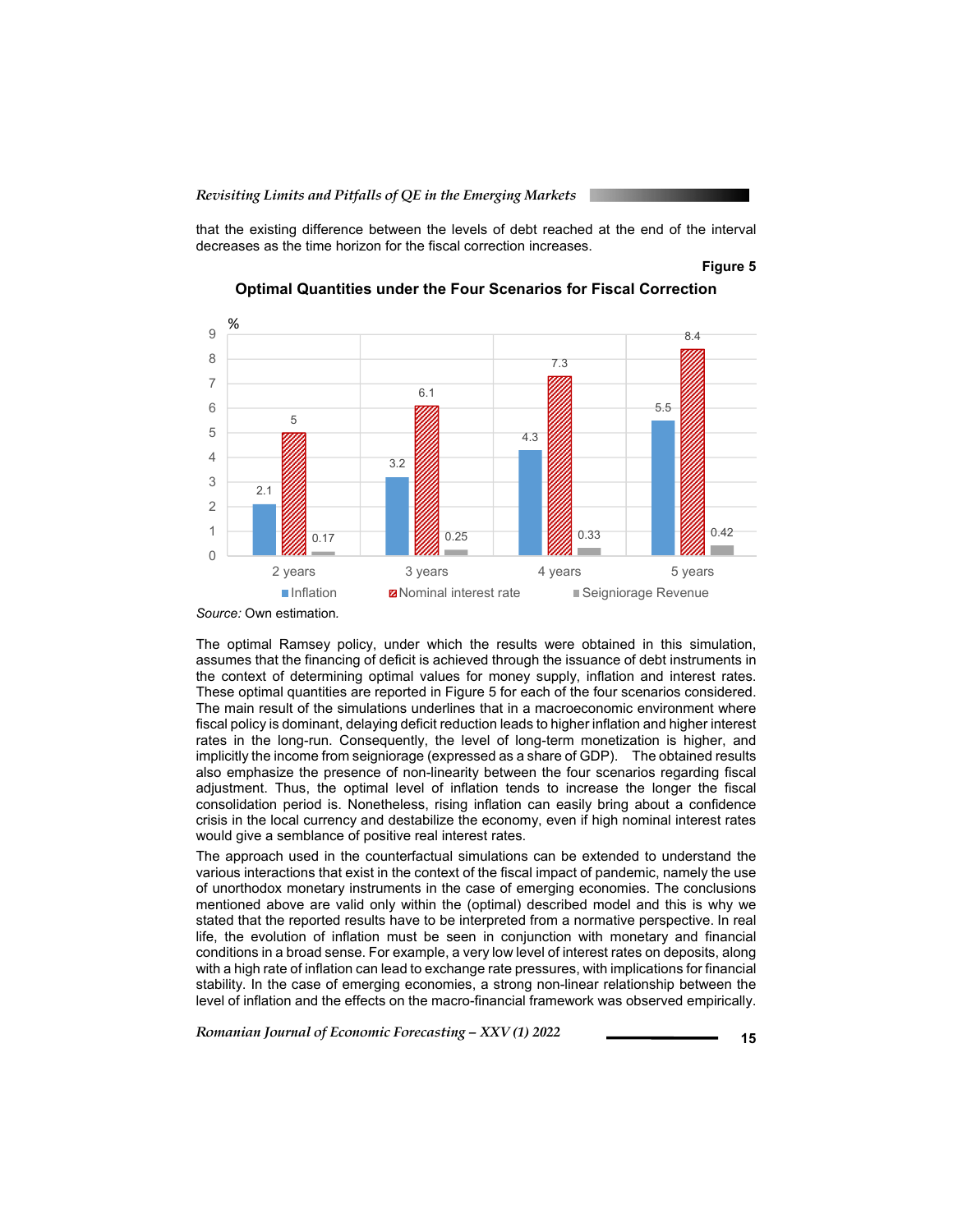that the existing difference between the levels of debt reached at the end of the interval decreases as the time horizon for the fiscal correction increases.

**Figure 5**

**Optimal Quantities under the Four Scenarios for Fiscal Correction**

| % | Inflation | Nominal interest rate | Seigniorage Revenue |
|---|---|---|---|
| 2 years | 2.1 | 5 | 0.17 |
| 3 years | 3.2 | 6.1 | 0.25 |
| 4 years | 4.3 | 7.3 | 0.33 |
| 5 years | 5.5 | 8.4 | 0.42 |

*Source:* Own estimation.

The optimal Ramsey policy, under which the results were obtained in this simulation, assumes that the financing of deficit is achieved through the issuance of debt instruments in the context of determining optimal values for money supply, inflation and interest rates. These optimal quantities are reported in Figure 5 for each of the four scenarios considered. The main result of the simulations underlines that in a macroeconomic environment where fiscal policy is dominant, delaying deficit reduction leads to higher inflation and higher interest rates in the long-run. Consequently, the level of long-term monetization is higher, and implicitly the income from seigniorage (expressed as a share of GDP). The obtained results also emphasize the presence of non-linearity between the four scenarios regarding fiscal adjustment. Thus, the optimal level of inflation tends to increase the longer the fiscal consolidation period is. Nonetheless, rising inflation can easily bring about a confidence crisis in the local currency and destabilize the economy, even if high nominal interest rates would give a semblance of positive real interest rates.

The approach used in the counterfactual simulations can be extended to understand the various interactions that exist in the context of the fiscal impact of pandemic, namely the use of unorthodox monetary instruments in the case of emerging economies. The conclusions mentioned above are valid only within the (optimal) described model and this is why we stated that the reported results have to be interpreted from a normative perspective. In real life, the evolution of inflation must be seen in conjunction with monetary and financial conditions in a broad sense. For example, a very low level of interest rates on deposits, along with a high rate of inflation can lead to exchange rate pressures, with implications for financial stability. In the case of emerging economies, a strong non-linear relationship between the level of inflation and the effects on the macro-financial framework was observed empirically.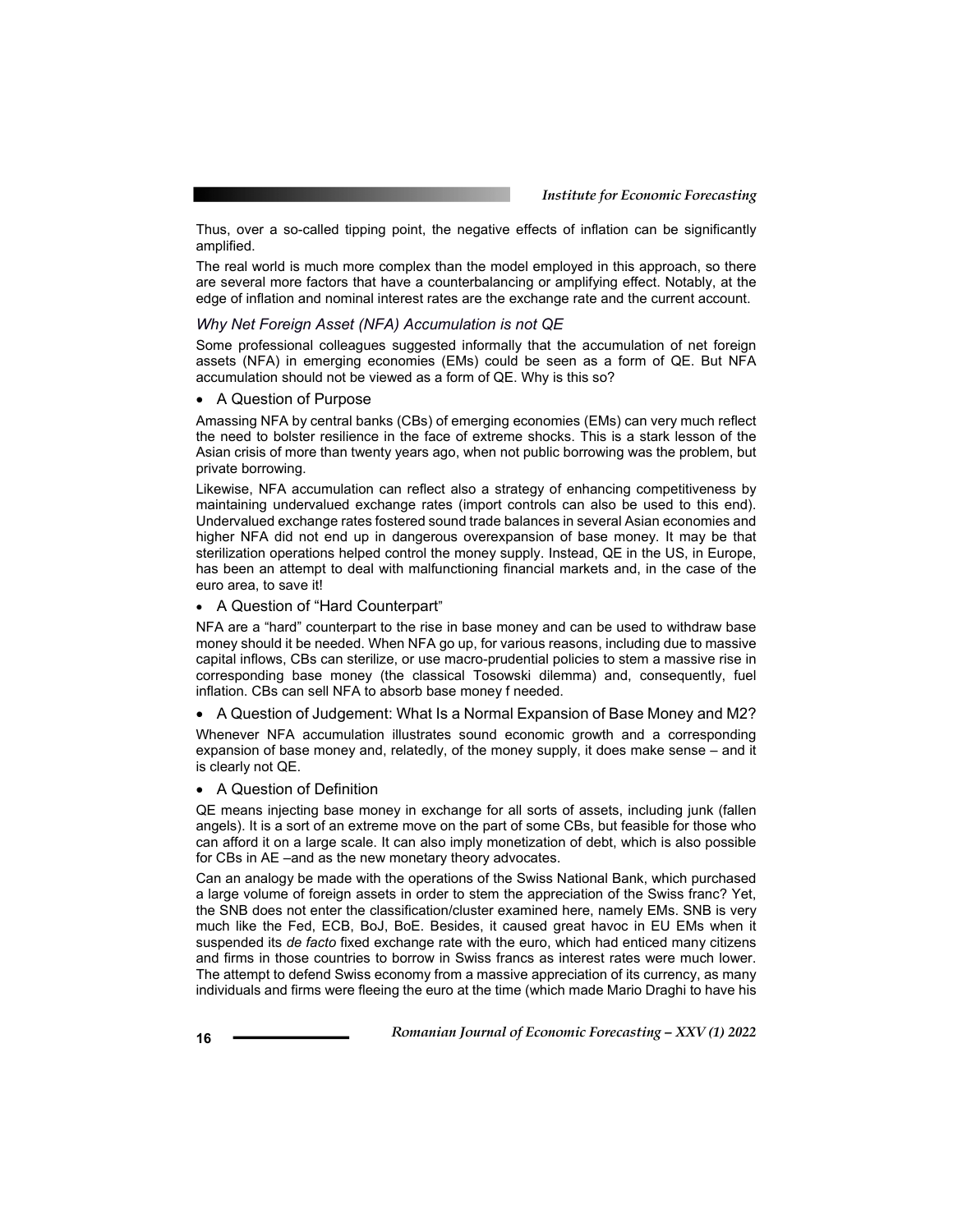Thus, over a so-called tipping point, the negative effects of inflation can be significantly amplified.

The real world is much more complex than the model employed in this approach, so there are several more factors that have a counterbalancing or amplifying effect. Notably, at the edge of inflation and nominal interest rates are the exchange rate and the current account.

### *Why Net Foreign Asset (NFA) Accumulation is not QE*

Some professional colleagues suggested informally that the accumulation of net foreign assets (NFA) in emerging economies (EMs) could be seen as a form of QE. But NFA accumulation should not be viewed as a form of QE. Why is this so?

- A Question of Purpose

Amassing NFA by central banks (CBs) of emerging economies (EMs) can very much reflect the need to bolster resilience in the face of extreme shocks. This is a stark lesson of the Asian crisis of more than twenty years ago, when not public borrowing was the problem, but private borrowing.

Likewise, NFA accumulation can reflect also a strategy of enhancing competitiveness by maintaining undervalued exchange rates (import controls can also be used to this end). Undervalued exchange rates fostered sound trade balances in several Asian economies and higher NFA did not end up in dangerous overexpansion of base money. It may be that sterilization operations helped control the money supply. Instead, QE in the US, in Europe, has been an attempt to deal with malfunctioning financial markets and, in the case of the euro area, to save it!

- A Question of “Hard Counterpart”

NFA are a “hard” counterpart to the rise in base money and can be used to withdraw base money should it be needed. When NFA go up, for various reasons, including due to massive capital inflows, CBs can sterilize, or use macro-prudential policies to stem a massive rise in corresponding base money (the classical Tosowski dilemma) and, consequently, fuel inflation. CBs can sell NFA to absorb base money f needed.

- A Question of Judgement: What Is a Normal Expansion of Base Money and M2?

Whenever NFA accumulation illustrates sound economic growth and a corresponding expansion of base money and, relatedly, of the money supply, it does make sense – and it is clearly not QE.

- A Question of Definition

QE means injecting base money in exchange for all sorts of assets, including junk (fallen angels). It is a sort of an extreme move on the part of some CBs, but feasible for those who can afford it on a large scale. It can also imply monetization of debt, which is also possible for CBs in AE –and as the new monetary theory advocates.

Can an analogy be made with the operations of the Swiss National Bank, which purchased a large volume of foreign assets in order to stem the appreciation of the Swiss franc? Yet, the SNB does not enter the classification/cluster examined here, namely EMs. SNB is very much like the Fed, ECB, BoJ, BoE. Besides, it caused great havoc in EU EMs when it suspended its *de facto* fixed exchange rate with the euro, which had enticed many citizens and firms in those countries to borrow in Swiss francs as interest rates were much lower. The attempt to defend Swiss economy from a massive appreciation of its currency, as many individuals and firms were fleeing the euro at the time (which made Mario Draghi to have his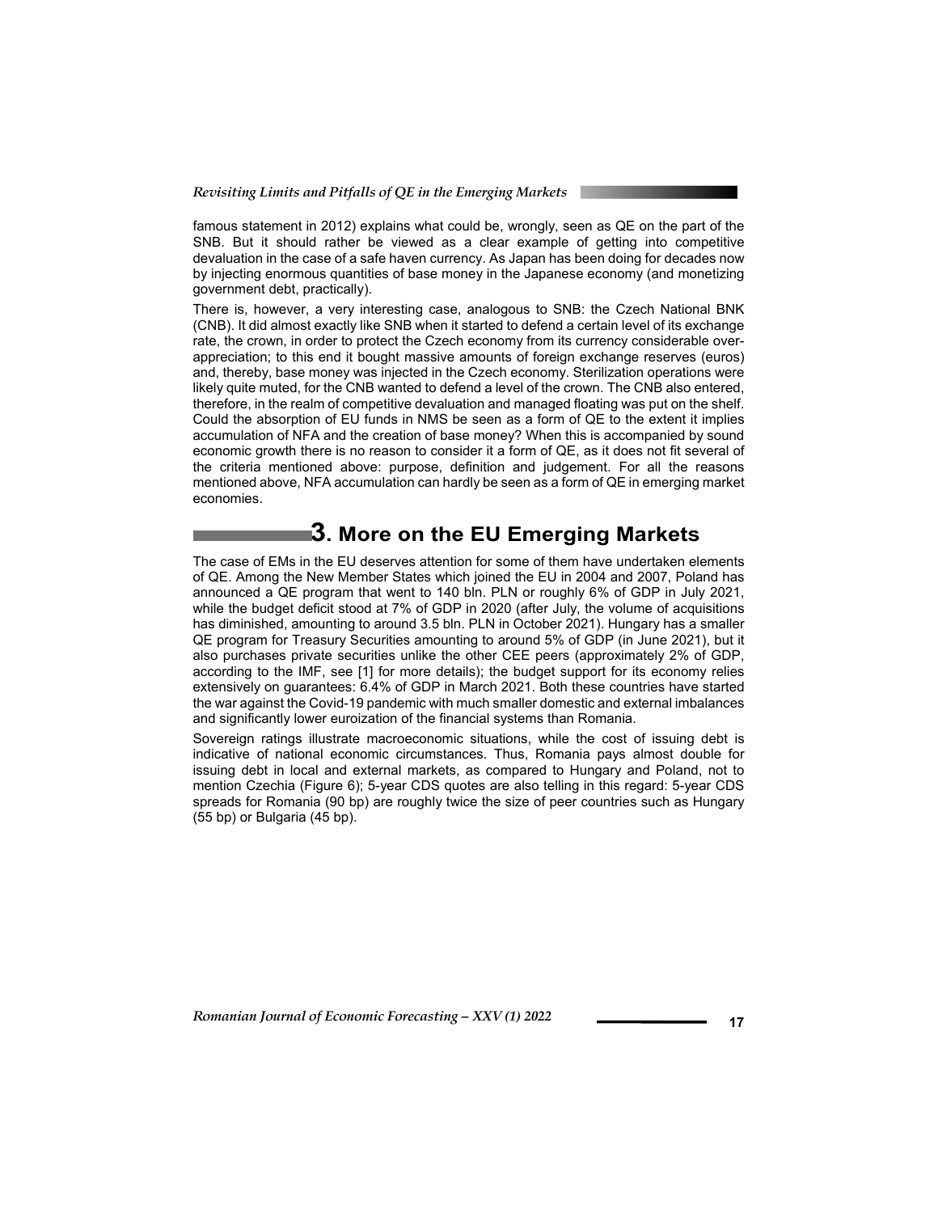famous statement in 2012) explains what could be, wrongly, seen as QE on the part of the SNB. But it should rather be viewed as a clear example of getting into competitive devaluation in the case of a safe haven currency. As Japan has been doing for decades now by injecting enormous quantities of base money in the Japanese economy (and monetizing government debt, practically).

There is, however, a very interesting case, analogous to SNB: the Czech National BNK (CNB). It did almost exactly like SNB when it started to defend a certain level of its exchange rate, the crown, in order to protect the Czech economy from its currency considerable over-appreciation; to this end it bought massive amounts of foreign exchange reserves (euros) and, thereby, base money was injected in the Czech economy. Sterilization operations were likely quite muted, for the CNB wanted to defend a level of the crown. The CNB also entered, therefore, in the realm of competitive devaluation and managed floating was put on the shelf. Could the absorption of EU funds in NMS be seen as a form of QE to the extent it implies accumulation of NFA and the creation of base money? When this is accompanied by sound economic growth there is no reason to consider it a form of QE, as it does not fit several of the criteria mentioned above: purpose, definition and judgement. For all the reasons mentioned above, NFA accumulation can hardly be seen as a form of QE in emerging market economies.

## 3. More on the EU Emerging Markets

The case of EMs in the EU deserves attention for some of them have undertaken elements of QE. Among the New Member States which joined the EU in 2004 and 2007, Poland has announced a QE program that went to 140 bln. PLN or roughly 6% of GDP in July 2021, while the budget deficit stood at 7% of GDP in 2020 (after July, the volume of acquisitions has diminished, amounting to around 3.5 bln. PLN in October 2021). Hungary has a smaller QE program for Treasury Securities amounting to around 5% of GDP (in June 2021), but it also purchases private securities unlike the other CEE peers (approximately 2% of GDP, according to the IMF, see [1] for more details); the budget support for its economy relies extensively on guarantees: 6.4% of GDP in March 2021. Both these countries have started the war against the Covid-19 pandemic with much smaller domestic and external imbalances and significantly lower euroization of the financial systems than Romania.

Sovereign ratings illustrate macroeconomic situations, while the cost of issuing debt is indicative of national economic circumstances. Thus, Romania pays almost double for issuing debt in local and external markets, as compared to Hungary and Poland, not to mention Czechia (Figure 6); 5-year CDS quotes are also telling in this regard: 5-year CDS spreads for Romania (90 bp) are roughly twice the size of peer countries such as Hungary (55 bp) or Bulgaria (45 bp).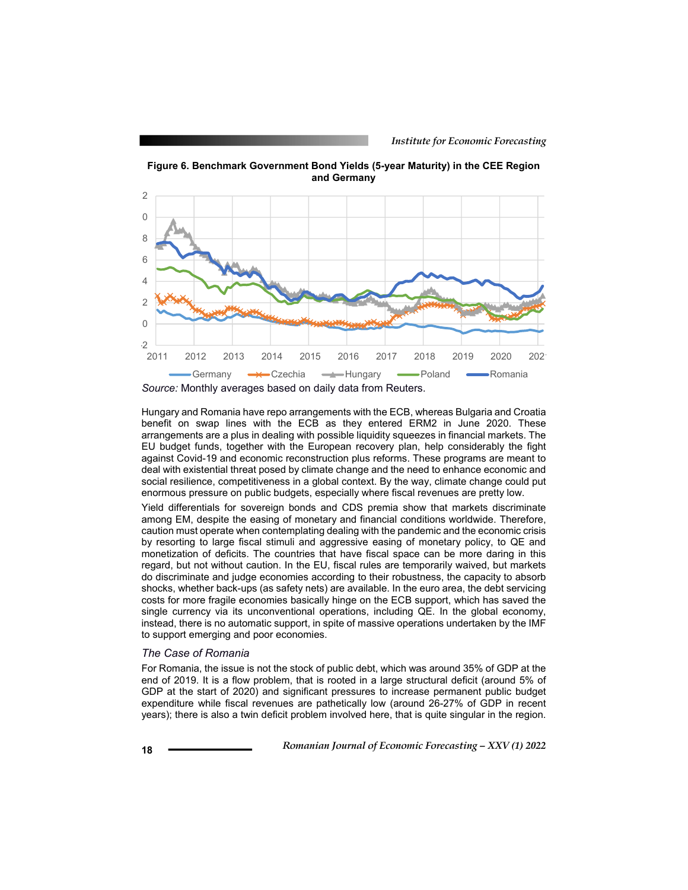**Figure 6. Benchmark Government Bond Yields (5-year Maturity) in the CEE Region and Germany**

*Source:* Monthly averages based on daily data from Reuters.

Hungary and Romania have repo arrangements with the ECB, whereas Bulgaria and Croatia benefit on swap lines with the ECB as they entered ERM2 in June 2020. These arrangements are a plus in dealing with possible liquidity squeezes in financial markets. The EU budget funds, together with the European recovery plan, help considerably the fight against Covid-19 and economic reconstruction plus reforms. These programs are meant to deal with existential threat posed by climate change and the need to enhance economic and social resilience, competitiveness in a global context. By the way, climate change could put enormous pressure on public budgets, especially where fiscal revenues are pretty low.

Yield differentials for sovereign bonds and CDS premia show that markets discriminate among EM, despite the easing of monetary and financial conditions worldwide. Therefore, caution must operate when contemplating dealing with the pandemic and the economic crisis by resorting to large fiscal stimuli and aggressive easing of monetary policy, to QE and monetization of deficits. The countries that have fiscal space can be more daring in this regard, but not without caution. In the EU, fiscal rules are temporarily waived, but markets do discriminate and judge economies according to their robustness, the capacity to absorb shocks, whether back-ups (as safety nets) are available. In the euro area, the debt servicing costs for more fragile economies basically hinge on the ECB support, which has saved the single currency via its unconventional operations, including QE. In the global economy, instead, there is no automatic support, in spite of massive operations undertaken by the IMF to support emerging and poor economies.

### *The Case of Romania*

For Romania, the issue is not the stock of public debt, which was around 35% of GDP at the end of 2019. It is a flow problem, that is rooted in a large structural deficit (around 5% of GDP at the start of 2020) and significant pressures to increase permanent public budget expenditure while fiscal revenues are pathetically low (around 26-27% of GDP in recent years); there is also a twin deficit problem involved here, that is quite singular in the region.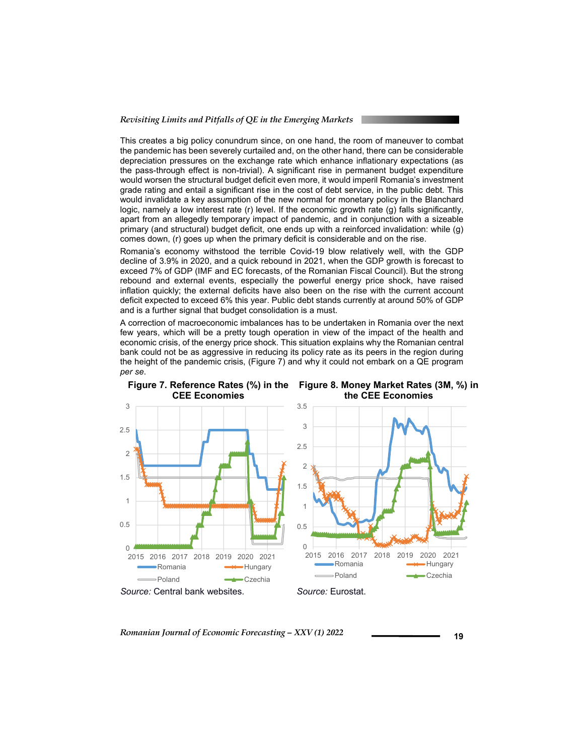This creates a big policy conundrum since, on one hand, the room of maneuver to combat the pandemic has been severely curtailed and, on the other hand, there can be considerable depreciation pressures on the exchange rate which enhance inflationary expectations (as the pass-through effect is non-trivial). A significant rise in permanent budget expenditure would worsen the structural budget deficit even more, it would imperil Romania's investment grade rating and entail a significant rise in the cost of debt service, in the public debt. This would invalidate a key assumption of the new normal for monetary policy in the Blanchard logic, namely a low interest rate (r) level. If the economic growth rate (g) falls significantly, apart from an allegedly temporary impact of pandemic, and in conjunction with a sizeable primary (and structural) budget deficit, one ends up with a reinforced invalidation: while (g) comes down, (r) goes up when the primary deficit is considerable and on the rise.

Romania's economy withstood the terrible Covid-19 blow relatively well, with the GDP decline of 3.9% in 2020, and a quick rebound in 2021, when the GDP growth is forecast to exceed 7% of GDP (IMF and EC forecasts, of the Romanian Fiscal Council). But the strong rebound and external events, especially the powerful energy price shock, have raised inflation quickly; the external deficits have also been on the rise with the current account deficit expected to exceed 6% this year. Public debt stands currently at around 50% of GDP and is a further signal that budget consolidation is a must.

A correction of macroeconomic imbalances has to be undertaken in Romania over the next few years, which will be a pretty tough operation in view of the impact of the health and economic crisis, of the energy price shock. This situation explains why the Romanian central bank could not be as aggressive in reducing its policy rate as its peers in the region during the height of the pandemic crisis, (Figure 7) and why it could not embark on a QE program *per se*.

**Figure 7. Reference Rates (%) in the CEE Economies**

*Source:* Central bank websites.

**Figure 8. Money Market Rates (3M, %) in the CEE Economies**

*Source:* Eurostat.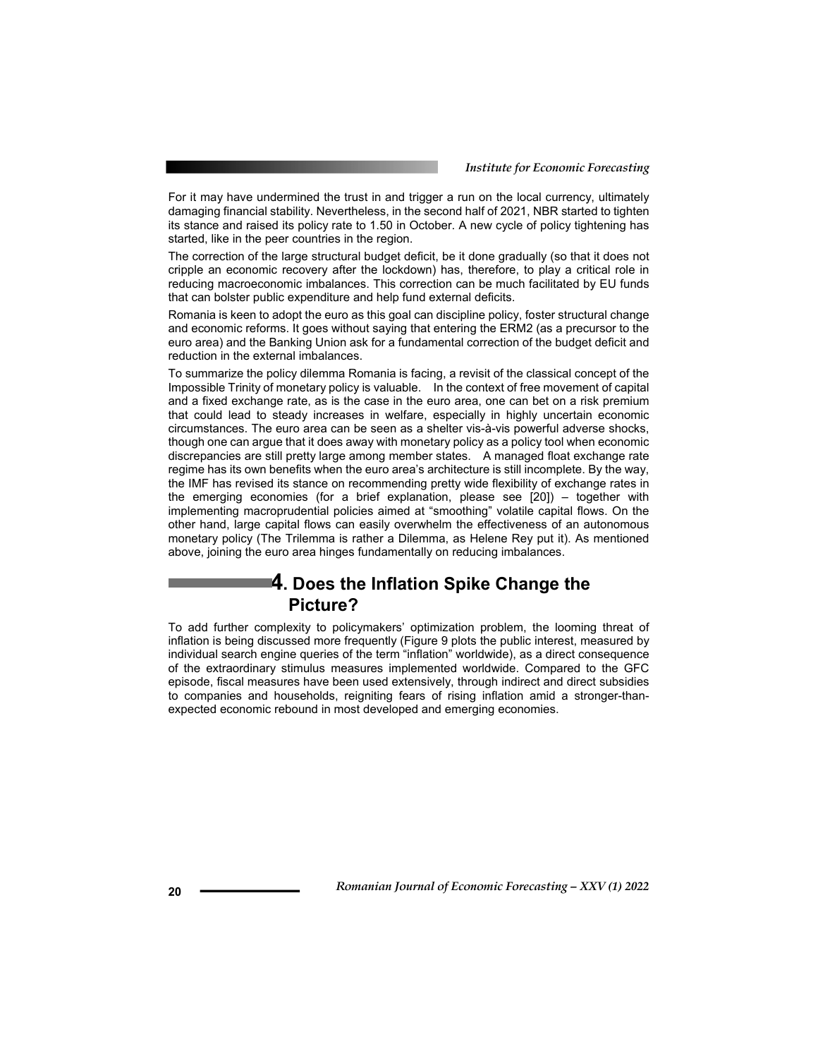For it may have undermined the trust in and trigger a run on the local currency, ultimately damaging financial stability. Nevertheless, in the second half of 2021, NBR started to tighten its stance and raised its policy rate to 1.50 in October. A new cycle of policy tightening has started, like in the peer countries in the region.

The correction of the large structural budget deficit, be it done gradually (so that it does not cripple an economic recovery after the lockdown) has, therefore, to play a critical role in reducing macroeconomic imbalances. This correction can be much facilitated by EU funds that can bolster public expenditure and help fund external deficits.

Romania is keen to adopt the euro as this goal can discipline policy, foster structural change and economic reforms. It goes without saying that entering the ERM2 (as a precursor to the euro area) and the Banking Union ask for a fundamental correction of the budget deficit and reduction in the external imbalances.

To summarize the policy dilemma Romania is facing, a revisit of the classical concept of the Impossible Trinity of monetary policy is valuable. In the context of free movement of capital and a fixed exchange rate, as is the case in the euro area, one can bet on a risk premium that could lead to steady increases in welfare, especially in highly uncertain economic circumstances. The euro area can be seen as a shelter vis-à-vis powerful adverse shocks, though one can argue that it does away with monetary policy as a policy tool when economic discrepancies are still pretty large among member states. A managed float exchange rate regime has its own benefits when the euro area's architecture is still incomplete. By the way, the IMF has revised its stance on recommending pretty wide flexibility of exchange rates in the emerging economies (for a brief explanation, please see [20]) – together with implementing macroprudential policies aimed at "smoothing" volatile capital flows. On the other hand, large capital flows can easily overwhelm the effectiveness of an autonomous monetary policy (The Trilemma is rather a Dilemma, as Helene Rey put it). As mentioned above, joining the euro area hinges fundamentally on reducing imbalances.

## 4. Does the Inflation Spike Change the Picture?

To add further complexity to policymakers' optimization problem, the looming threat of inflation is being discussed more frequently (Figure 9 plots the public interest, measured by individual search engine queries of the term "inflation" worldwide), as a direct consequence of the extraordinary stimulus measures implemented worldwide. Compared to the GFC episode, fiscal measures have been used extensively, through indirect and direct subsidies to companies and households, reigniting fears of rising inflation amid a stronger-than-expected economic rebound in most developed and emerging economies.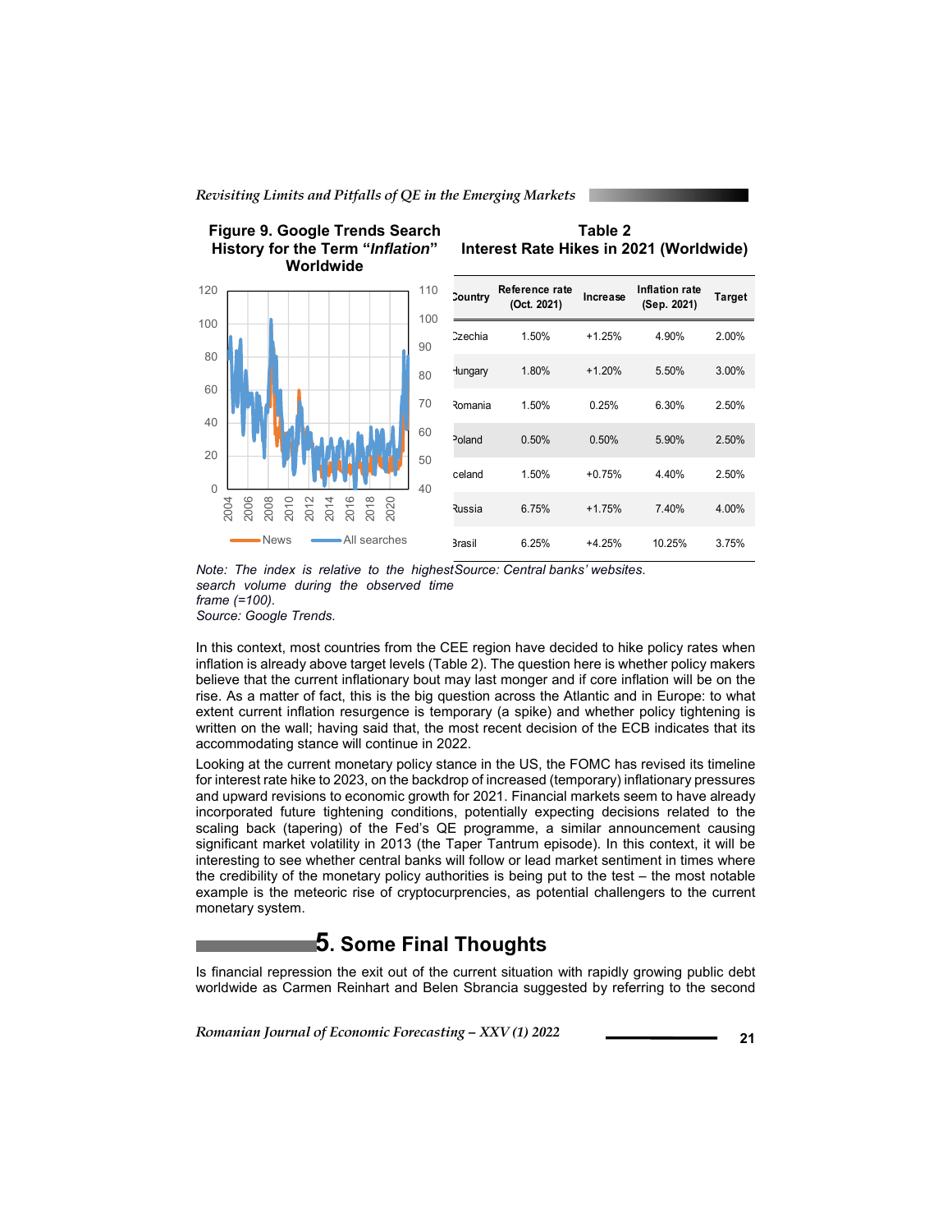**Figure 9. Google Trends Search History for the Term "*Inflation*" Worldwide**

*Note: The index is relative to the highest search volume during the observed time frame (=100).*
*Source: Google Trends.*

**Table 2**
**Interest Rate Hikes in 2021 (Worldwide)**

| Country | Reference rate (Oct. 2021) | Increase | Inflation rate (Sep. 2021) | Target |
|---|---|---|---|---|
| Czechia | 1.50% | +1.25% | 4.90% | 2.00% |
| Hungary | 1.80% | +1.20% | 5.50% | 3.00% |
| Romania | 1.50% | 0.25% | 6.30% | 2.50% |
| Poland | 0.50% | 0.50% | 5.90% | 2.50% |
| Iceland | 1.50% | +0.75% | 4.40% | 2.50% |
| Russia | 6.75% | +1.75% | 7.40% | 4.00% |
| Brasil | 6.25% | +4.25% | 10.25% | 3.75% |

*Source: Central banks' websites.*

In this context, most countries from the CEE region have decided to hike policy rates when inflation is already above target levels (Table 2). The question here is whether policy makers believe that the current inflationary bout may last monger and if core inflation will be on the rise. As a matter of fact, this is the big question across the Atlantic and in Europe: to what extent current inflation resurgence is temporary (a spike) and whether policy tightening is written on the wall; having said that, the most recent decision of the ECB indicates that its accommodating stance will continue in 2022.

Looking at the current monetary policy stance in the US, the FOMC has revised its timeline for interest rate hike to 2023, on the backdrop of increased (temporary) inflationary pressures and upward revisions to economic growth for 2021. Financial markets seem to have already incorporated future tightening conditions, potentially expecting decisions related to the scaling back (tapering) of the Fed's QE programme, a similar announcement causing significant market volatility in 2013 (the Taper Tantrum episode). In this context, it will be interesting to see whether central banks will follow or lead market sentiment in times where the credibility of the monetary policy authorities is being put to the test – the most notable example is the meteoric rise of cryptocurrencies, as potential challengers to the current monetary system.

## 5. Some Final Thoughts

Is financial repression the exit out of the current situation with rapidly growing public debt worldwide as Carmen Reinhart and Belen Sbrancia suggested by referring to the second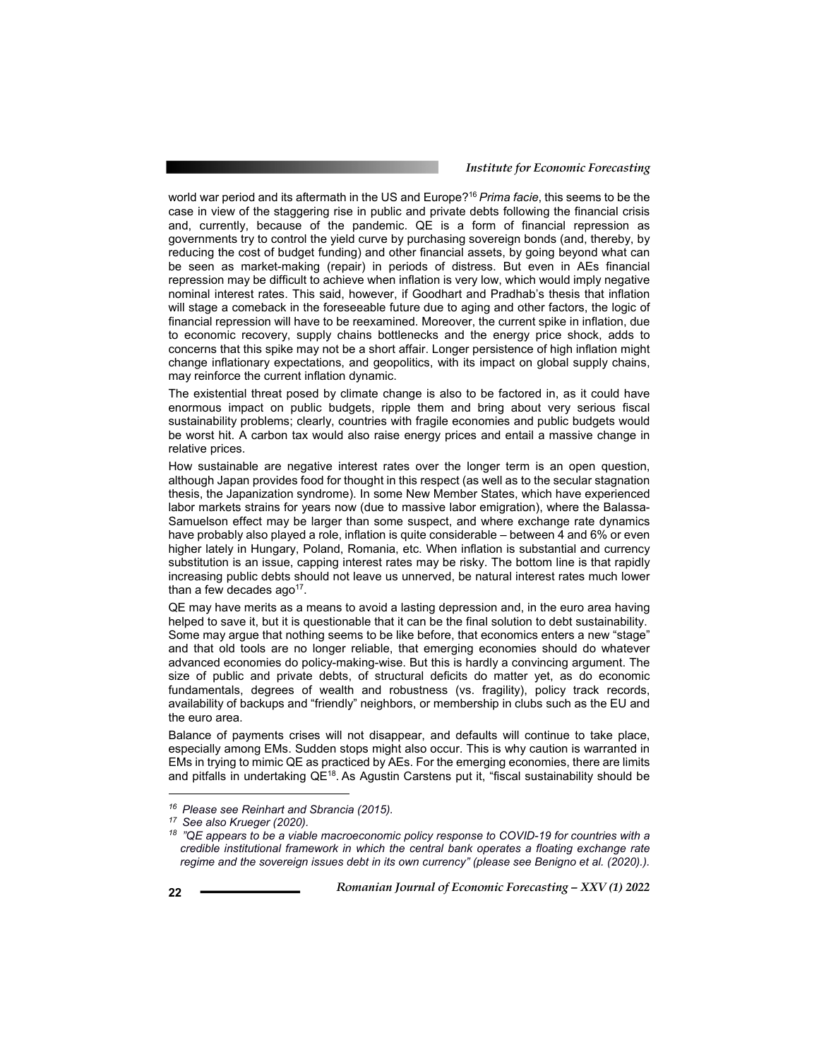world war period and its aftermath in the US and Europe?[16] *Prima facie*, this seems to be the case in view of the staggering rise in public and private debts following the financial crisis and, currently, because of the pandemic. QE is a form of financial repression as governments try to control the yield curve by purchasing sovereign bonds (and, thereby, by reducing the cost of budget funding) and other financial assets, by going beyond what can be seen as market-making (repair) in periods of distress. But even in AEs financial repression may be difficult to achieve when inflation is very low, which would imply negative nominal interest rates. This said, however, if Goodhart and Pradhab's thesis that inflation will stage a comeback in the foreseeable future due to aging and other factors, the logic of financial repression will have to be reexamined. Moreover, the current spike in inflation, due to economic recovery, supply chains bottlenecks and the energy price shock, adds to concerns that this spike may not be a short affair. Longer persistence of high inflation might change inflationary expectations, and geopolitics, with its impact on global supply chains, may reinforce the current inflation dynamic.

The existential threat posed by climate change is also to be factored in, as it could have enormous impact on public budgets, ripple them and bring about very serious fiscal sustainability problems; clearly, countries with fragile economies and public budgets would be worst hit. A carbon tax would also raise energy prices and entail a massive change in relative prices.

How sustainable are negative interest rates over the longer term is an open question, although Japan provides food for thought in this respect (as well as to the secular stagnation thesis, the Japanization syndrome). In some New Member States, which have experienced labor markets strains for years now (due to massive labor emigration), where the Balassa-Samuelson effect may be larger than some suspect, and where exchange rate dynamics have probably also played a role, inflation is quite considerable – between 4 and 6% or even higher lately in Hungary, Poland, Romania, etc. When inflation is substantial and currency substitution is an issue, capping interest rates may be risky. The bottom line is that rapidly increasing public debts should not leave us unnerved, be natural interest rates much lower than a few decades ago[17].

QE may have merits as a means to avoid a lasting depression and, in the euro area having helped to save it, but it is questionable that it can be the final solution to debt sustainability. Some may argue that nothing seems to be like before, that economics enters a new "stage" and that old tools are no longer reliable, that emerging economies should do whatever advanced economies do policy-making-wise. But this is hardly a convincing argument. The size of public and private debts, of structural deficits do matter yet, as do economic fundamentals, degrees of wealth and robustness (vs. fragility), policy track records, availability of backups and "friendly" neighbors, or membership in clubs such as the EU and the euro area.

Balance of payments crises will not disappear, and defaults will continue to take place, especially among EMs. Sudden stops might also occur. This is why caution is warranted in EMs in trying to mimic QE as practiced by AEs. For the emerging economies, there are limits and pitfalls in undertaking QE[18]. As Agustin Carstens put it, "fiscal sustainability should be

---

[16] *Please see Reinhart and Sbrancia (2015).*

[17] *See also Krueger (2020).*

[18] *"QE appears to be a viable macroeconomic policy response to COVID-19 for countries with a credible institutional framework in which the central bank operates a floating exchange rate regime and the sovereign issues debt in its own currency" (please see Benigno et al. (2020).).*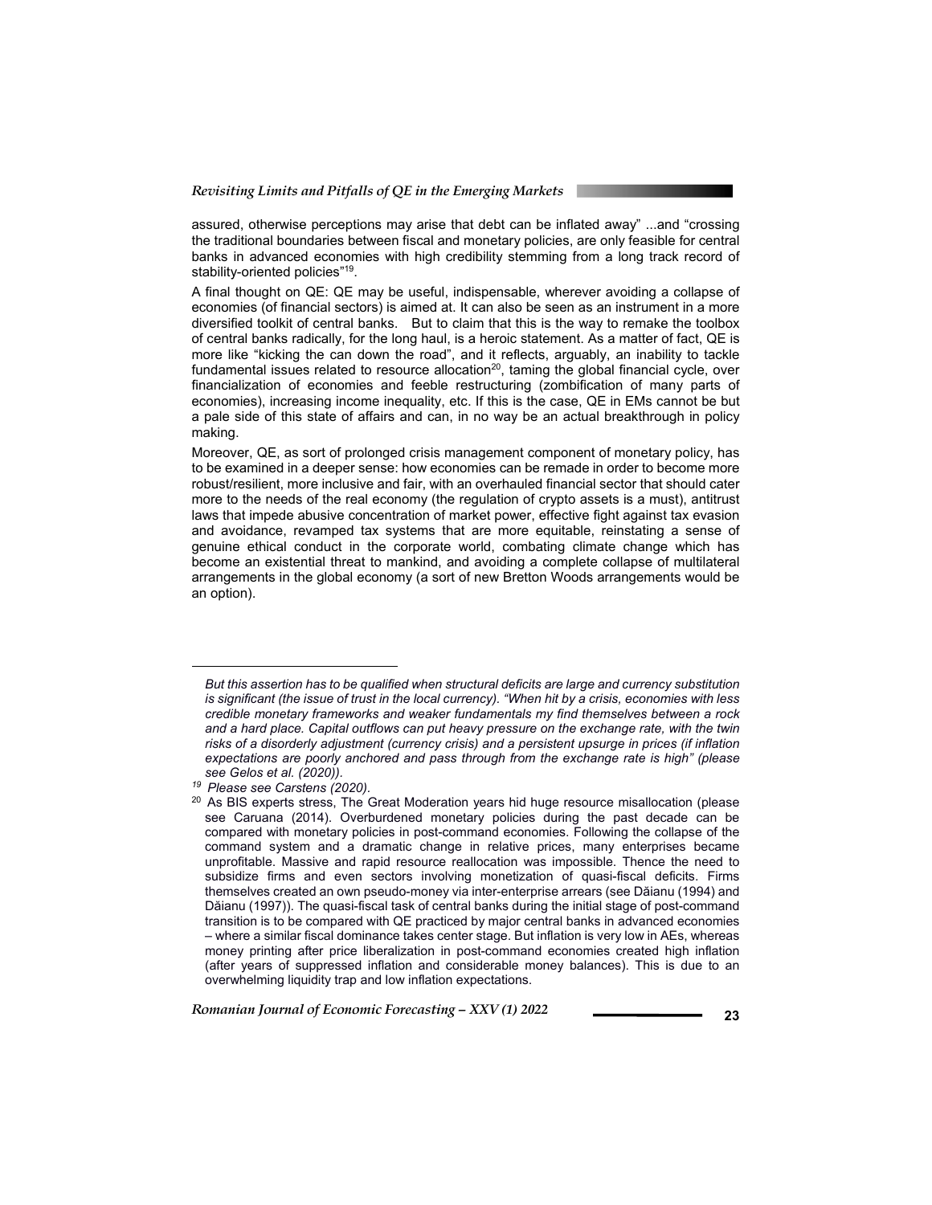assured, otherwise perceptions may arise that debt can be inflated away" ...and "crossing the traditional boundaries between fiscal and monetary policies, are only feasible for central banks in advanced economies with high credibility stemming from a long track record of stability-oriented policies"[19].

A final thought on QE: QE may be useful, indispensable, wherever avoiding a collapse of economies (of financial sectors) is aimed at. It can also be seen as an instrument in a more diversified toolkit of central banks. But to claim that this is the way to remake the toolbox of central banks radically, for the long haul, is a heroic statement. As a matter of fact, QE is more like "kicking the can down the road", and it reflects, arguably, an inability to tackle fundamental issues related to resource allocation[20], taming the global financial cycle, over financialization of economies and feeble restructuring (zombification of many parts of economies), increasing income inequality, etc. If this is the case, QE in EMs cannot be but a pale side of this state of affairs and can, in no way be an actual breakthrough in policy making.

Moreover, QE, as sort of prolonged crisis management component of monetary policy, has to be examined in a deeper sense: how economies can be remade in order to become more robust/resilient, more inclusive and fair, with an overhauled financial sector that should cater more to the needs of the real economy (the regulation of crypto assets is a must), antitrust laws that impede abusive concentration of market power, effective fight against tax evasion and avoidance, revamped tax systems that are more equitable, reinstating a sense of genuine ethical conduct in the corporate world, combating climate change which has become an existential threat to mankind, and avoiding a complete collapse of multilateral arrangements in the global economy (a sort of new Bretton Woods arrangements would be an option).

---

*But this assertion has to be qualified when structural deficits are large and currency substitution is significant (the issue of trust in the local currency). "When hit by a crisis, economies with less credible monetary frameworks and weaker fundamentals my find themselves between a rock and a hard place. Capital outflows can put heavy pressure on the exchange rate, with the twin risks of a disorderly adjustment (currency crisis) and a persistent upsurge in prices (if inflation expectations are poorly anchored and pass through from the exchange rate is high" (please see Gelos et al. (2020)).*

[19] *Please see Carstens (2020).*

[20] As BIS experts stress, The Great Moderation years hid huge resource misallocation (please see Caruana (2014). Overburdened monetary policies during the past decade can be compared with monetary policies in post-command economies. Following the collapse of the command system and a dramatic change in relative prices, many enterprises became unprofitable. Massive and rapid resource reallocation was impossible. Thence the need to subsidize firms and even sectors involving monetization of quasi-fiscal deficits. Firms themselves created an own pseudo-money via inter-enterprise arrears (see Dăianu (1994) and Dăianu (1997)). The quasi-fiscal task of central banks during the initial stage of post-command transition is to be compared with QE practiced by major central banks in advanced economies – where a similar fiscal dominance takes center stage. But inflation is very low in AEs, whereas money printing after price liberalization in post-command economies created high inflation (after years of suppressed inflation and considerable money balances). This is due to an overwhelming liquidity trap and low inflation expectations.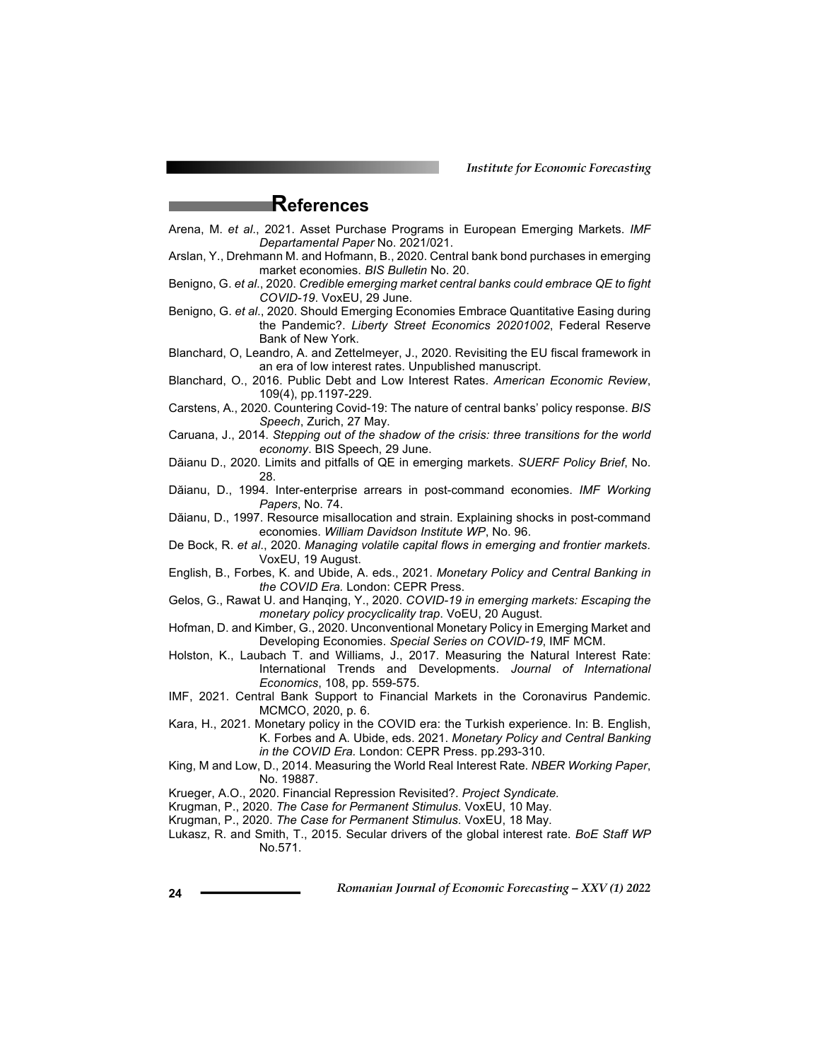## References

Arena, M. *et al*., 2021. Asset Purchase Programs in European Emerging Markets. *IMF Departamental Paper* No. 2021/021.

Arslan, Y., Drehmann M. and Hofmann, B., 2020. Central bank bond purchases in emerging market economies. *BIS Bulletin* No. 20.

Benigno, G. *et al*., 2020. *Credible emerging market central banks could embrace QE to fight COVID-19*. VoxEU, 29 June.

Benigno, G. *et al*., 2020. Should Emerging Economies Embrace Quantitative Easing during the Pandemic?. *Liberty Street Economics 20201002*, Federal Reserve Bank of New York.

Blanchard, O, Leandro, A. and Zettelmeyer, J., 2020. Revisiting the EU fiscal framework in an era of low interest rates. Unpublished manuscript.

Blanchard, O., 2016. Public Debt and Low Interest Rates. *American Economic Review*, 109(4), pp.1197-229.

Carstens, A., 2020. Countering Covid-19: The nature of central banks' policy response. *BIS Speech*, Zurich, 27 May.

Caruana, J., 2014. *Stepping out of the shadow of the crisis: three transitions for the world economy*. BIS Speech, 29 June.

Dăianu D., 2020. Limits and pitfalls of QE in emerging markets. *SUERF Policy Brief*, No. 28.

Dăianu, D., 1994. Inter-enterprise arrears in post-command economies. *IMF Working Papers*, No. 74.

Dăianu, D., 1997. Resource misallocation and strain. Explaining shocks in post-command economies. *William Davidson Institute WP*, No. 96.

De Bock, R. *et al*., 2020. *Managing volatile capital flows in emerging and frontier markets.* VoxEU, 19 August.

English, B., Forbes, K. and Ubide, A. eds., 2021. *Monetary Policy and Central Banking in the COVID Era.* London: CEPR Press.

Gelos, G., Rawat U. and Hanqing, Y., 2020. *COVID-19 in emerging markets: Escaping the monetary policy procyclicality trap*. VoEU, 20 August.

Hofman, D. and Kimber, G., 2020. Unconventional Monetary Policy in Emerging Market and Developing Economies. *Special Series on COVID-19*, IMF MCM.

Holston, K., Laubach T. and Williams, J., 2017. Measuring the Natural Interest Rate: International Trends and Developments. *Journal of International Economics*, 108, pp. 559-575.

IMF, 2021. Central Bank Support to Financial Markets in the Coronavirus Pandemic. MCMCO, 2020, p. 6.

Kara, H., 2021. Monetary policy in the COVID era: the Turkish experience. In: B. English, K. Forbes and A. Ubide, eds. 2021. *Monetary Policy and Central Banking in the COVID Era.* London: CEPR Press. pp.293-310.

King, M and Low, D., 2014. Measuring the World Real Interest Rate. *NBER Working Paper*, No. 19887.

Krueger, A.O., 2020. Financial Repression Revisited?. *Project Syndicate.*

Krugman, P., 2020. *The Case for Permanent Stimulus*. VoxEU, 10 May.

Krugman, P., 2020. *The Case for Permanent Stimulus*. VoxEU, 18 May.

Lukasz, R. and Smith, T., 2015. Secular drivers of the global interest rate. *BoE Staff WP* No.571.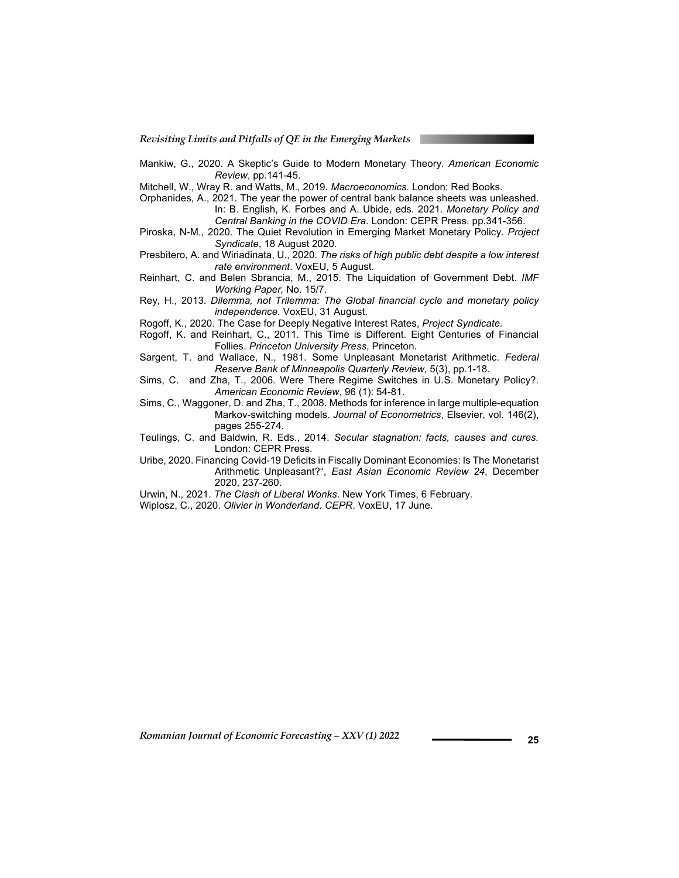Mankiw, G., 2020. A Skeptic's Guide to Modern Monetary Theory. *American Economic Review*, pp.141-45.

Mitchell, W., Wray R. and Watts, M., 2019. *Macroeconomics*. London: Red Books.

Orphanides, A., 2021. The year the power of central bank balance sheets was unleashed. In: B. English, K. Forbes and A. Ubide, eds. 2021. *Monetary Policy and Central Banking in the COVID Era.* London: CEPR Press. pp.341-356.

Piroska, N-M., 2020. The Quiet Revolution in Emerging Market Monetary Policy. *Project Syndicate*, 18 August 2020.

Presbitero, A. and Wiriadinata, U., 2020. *The risks of high public debt despite a low interest rate environment*. VoxEU, 5 August.

Reinhart, C. and Belen Sbrancia, M., 2015. The Liquidation of Government Debt. *IMF Working Paper,* No. 15/7.

Rey, H., 2013. *Dilemma, not Trilemma: The Global financial cycle and monetary policy independence.* VoxEU, 31 August.

Rogoff, K., 2020. The Case for Deeply Negative Interest Rates, *Project Syndicate.*

Rogoff, K. and Reinhart, C., 2011. This Time is Different. Eight Centuries of Financial Follies. *Princeton University Press*, Princeton.

Sargent, T. and Wallace, N., 1981. Some Unpleasant Monetarist Arithmetic. *Federal Reserve Bank of Minneapolis Quarterly Review*, 5(3), pp.1-18.

Sims, C. and Zha, T., 2006. Were There Regime Switches in U.S. Monetary Policy?. *American Economic Review*, 96 (1): 54-81.

Sims, C., Waggoner, D. and Zha, T., 2008. Methods for inference in large multiple-equation Markov-switching models. *Journal of Econometrics*, Elsevier, vol. 146(2), pages 255-274.

Teulings, C. and Baldwin, R. Eds., 2014. *Secular stagnation: facts, causes and cures.* London: CEPR Press.

Uribe, 2020. Financing Covid-19 Deficits in Fiscally Dominant Economies: Is The Monetarist Arithmetic Unpleasant?", *East Asian Economic Review 24*, December 2020, 237-260.

Urwin, N., 2021. *The Clash of Liberal Wonks*. New York Times, 6 February.

Wiplosz, C., 2020. *Olivier in Wonderland. CEPR*. VoxEU, 17 June.